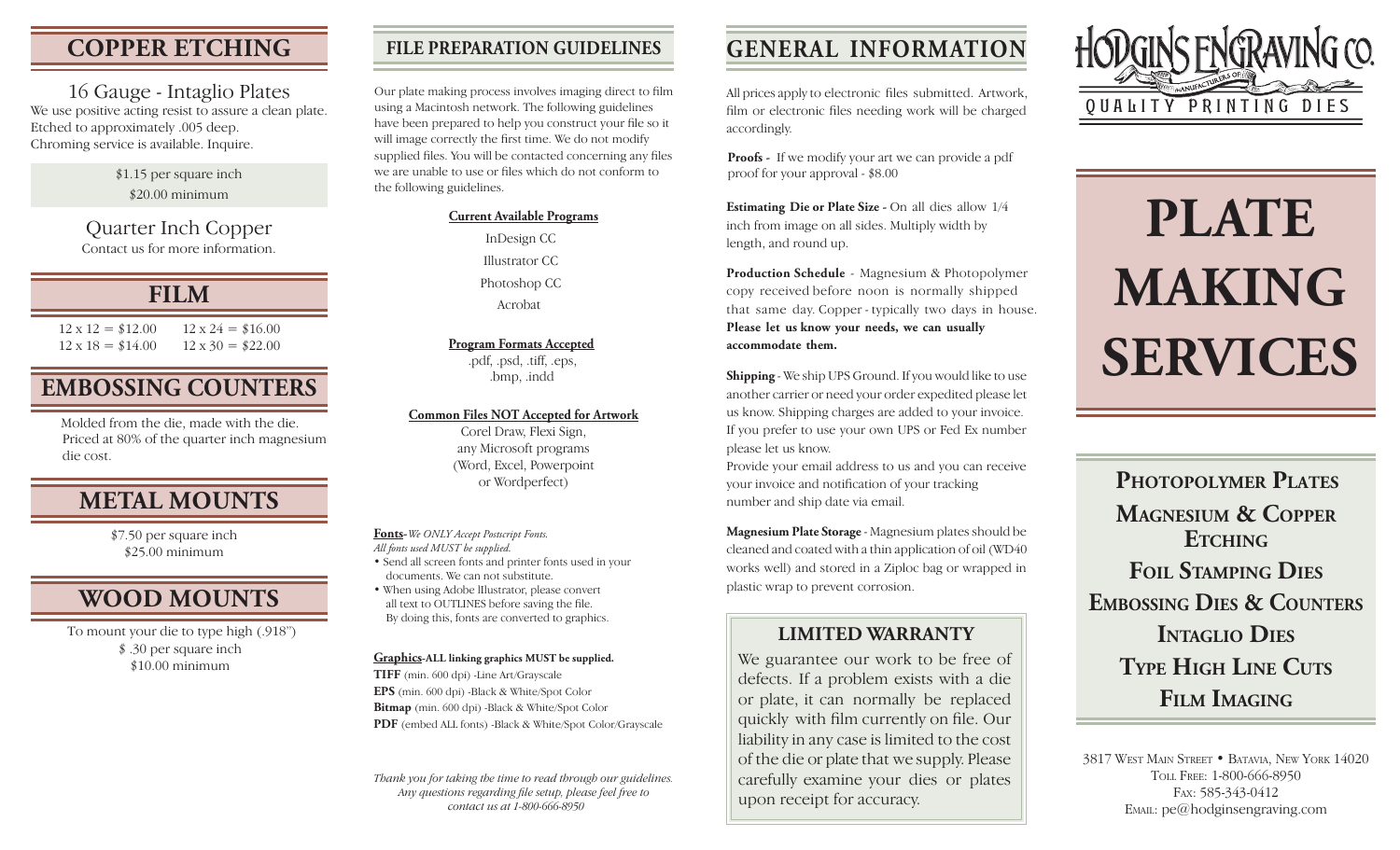## COPPER ETCHING

### 16 Gauge - Intaglio Plates

We use positive acting resist to assure a clean plate. Etched to approximately .005 deep. Chroming service is available. Inquire.

$1.15 per square inch
$20.00 minimum

### Quarter Inch Copper

Contact us for more information.

## FILM

| | |
|---|---|
| 12 x 12 = $12.00 | 12 x 24 = $16.00 |
| 12 x 18 = $14.00 | 12 x 30 = $22.00 |

## EMBOSSING COUNTERS

Molded from the die, made with the die. Priced at 80% of the quarter inch magnesium die cost.

## METAL MOUNTS

$7.50 per square inch
$25.00 minimum

## WOOD MOUNTS

To mount your die to type high (.918")
$ .30 per square inch
$10.00 minimum

## FILE PREPARATION GUIDELINES

Our plate making process involves imaging direct to film using a Macintosh network. The following guidelines have been prepared to help you construct your file so it will image correctly the first time. We do not modify supplied files. You will be contacted concerning any files we are unable to use or files which do not conform to the following guidelines.

**Current Available Programs**

InDesign CC
Illustrator CC
Photoshop CC
Acrobat

**Program Formats Accepted**

.pdf, .psd, .tiff, .eps, .bmp, .indd

**Common Files NOT Accepted for Artwork**

Corel Draw, Flexi Sign, any Microsoft programs (Word, Excel, Powerpoint or Wordperfect)

**Fonts**-*We ONLY Accept Postscript Fonts. All fonts used MUST be supplied.*

- Send all screen fonts and printer fonts used in your documents. We can not substitute.
- When using Adobe Illustrator, please convert all text to OUTLINES before saving the file. By doing this, fonts are converted to graphics.

**Graphics-ALL linking graphics MUST be supplied.**

**TIFF** (min. 600 dpi) -Line Art/Grayscale
**EPS** (min. 600 dpi) -Black & White/Spot Color
**Bitmap** (min. 600 dpi) -Black & White/Spot Color
**PDF** (embed ALL fonts) -Black & White/Spot Color/Grayscale

*Thank you for taking the time to read through our guidelines. Any questions regarding file setup, please feel free to contact us at 1-800-666-8950*

## GENERAL INFORMATION

All prices apply to electronic files submitted. Artwork, film or electronic files needing work will be charged accordingly.

**Proofs -** If we modify your art we can provide a pdf proof for your approval - $8.00

**Estimating Die or Plate Size -** On all dies allow 1/4 inch from image on all sides. Multiply width by length, and round up.

**Production Schedule** - Magnesium & Photopolymer copy received before noon is normally shipped that same day. Copper - typically two days in house. **Please let us know your needs, we can usually accommodate them.**

**Shipping** - We ship UPS Ground. If you would like to use another carrier or need your order expedited please let us know. Shipping charges are added to your invoice. If you prefer to use your own UPS or Fed Ex number please let us know.
Provide your email address to us and you can receive your invoice and notification of your tracking number and ship date via email.

**Magnesium Plate Storage** - Magnesium plates should be cleaned and coated with a thin application of oil (WD40 works well) and stored in a Ziploc bag or wrapped in plastic wrap to prevent corrosion.

### LIMITED WARRANTY

We guarantee our work to be free of defects. If a problem exists with a die or plate, it can normally be replaced quickly with film currently on file. Our liability in any case is limited to the cost of the die or plate that we supply. Please carefully examine your dies or plates upon receipt for accuracy.

HODGINS ENGRAVING CO.
MANUFACTURERS OF
QUALITY PRINTING DIES

# PLATE MAKING SERVICES

**Photopolymer Plates**
**Magnesium & Copper Etching**
**Foil Stamping Dies**
**Embossing Dies & Counters**
**Intaglio Dies**
**Type High Line Cuts**
**Film Imaging**

3817 West Main Street • Batavia, New York 14020
Toll Free: 1-800-666-8950
Fax: 585-343-0412
Email: pe@hodginsengraving.com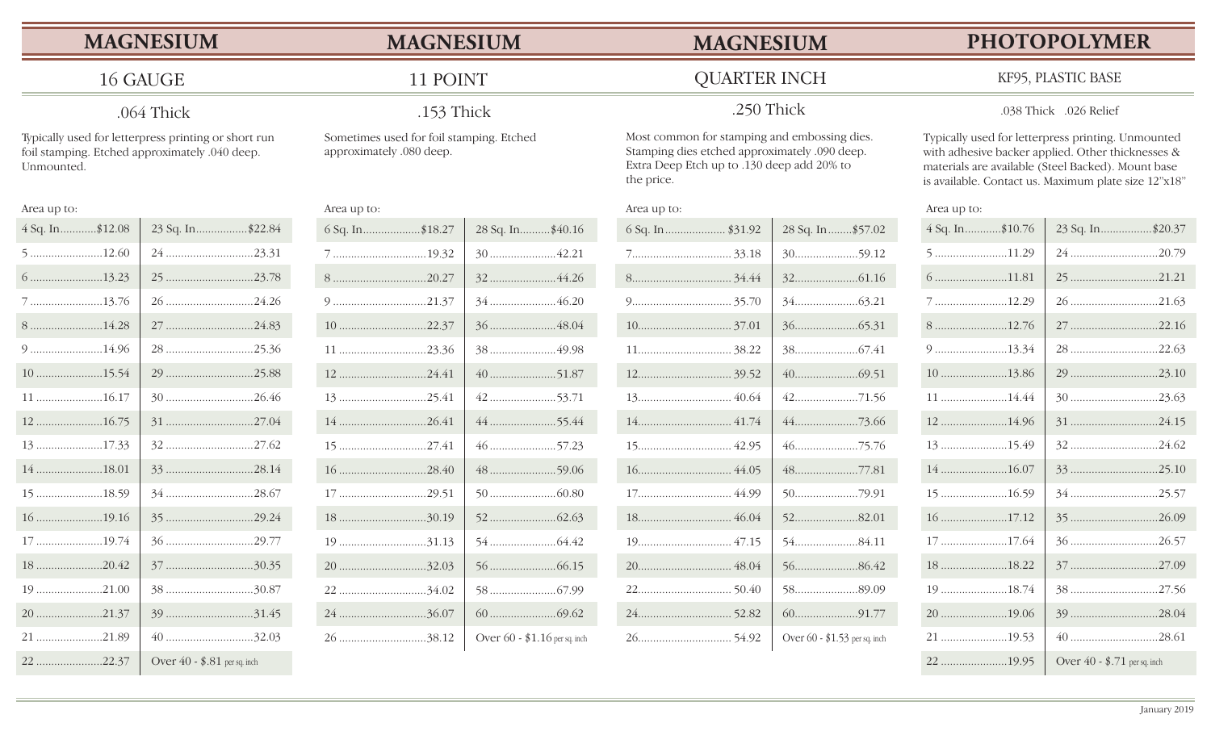## MAGNESIUM

### 16 GAUGE

.064 Thick

Typically used for letterpress printing or short run foil stamping. Etched approximately .040 deep. Unmounted.

Area up to:

| | |
|---|---|
| 4 Sq. In............$12.08 | 23 Sq. In.................$22.84 |
| 5 .......................12.60 | 24 ............................23.31 |
| 6 .......................13.23 | 25 ............................23.78 |
| 7 .......................13.76 | 26 ............................24.26 |
| 8 .......................14.28 | 27 ............................24.83 |
| 9 .......................14.96 | 28 ............................25.36 |
| 10 .....................15.54 | 29 ............................25.88 |
| 11 .....................16.17 | 30 ............................26.46 |
| 12 .....................16.75 | 31 ............................27.04 |
| 13 .....................17.33 | 32 ............................27.62 |
| 14 .....................18.01 | 33 ............................28.14 |
| 15 .....................18.59 | 34 ............................28.67 |
| 16 .....................19.16 | 35 ............................29.24 |
| 17 .....................19.74 | 36 ............................29.77 |
| 18 .....................20.42 | 37 ............................30.35 |
| 19 .....................21.00 | 38 ............................30.87 |
| 20 .....................21.37 | 39 ............................31.45 |
| 21 .....................21.89 | 40 ............................32.03 |
| 22 .....................22.37 | Over 40 - $.81 per sq. inch |

## MAGNESIUM

### 11 POINT

.153 Thick

Sometimes used for foil stamping. Etched approximately .080 deep.

Area up to:

| | |
|---|---|
| 6 Sq. In...................$18.27 | 28 Sq. In..........$40.16 |
| 7 ..............................19.32 | 30 .....................42.21 |
| 8 ..............................20.27 | 32 .....................44.26 |
| 9 ..............................21.37 | 34 .....................46.20 |
| 10 ............................22.37 | 36 .....................48.04 |
| 11 ............................23.36 | 38 .....................49.98 |
| 12 ............................24.41 | 40 .....................51.87 |
| 13 ............................25.41 | 42 .....................53.71 |
| 14 ............................26.41 | 44 .....................55.44 |
| 15 ............................27.41 | 46 .....................57.23 |
| 16 ............................28.40 | 48 .....................59.06 |
| 17 ............................29.51 | 50 .....................60.80 |
| 18 ............................30.19 | 52 .....................62.63 |
| 19 ............................31.13 | 54 .....................64.42 |
| 20 ............................32.03 | 56 .....................66.15 |
| 22 ............................34.02 | 58 .....................67.99 |
| 24 ............................36.07 | 60 .....................69.62 |
| 26 ............................38.12 | Over 60 - $1.16 per sq. inch |

## MAGNESIUM

### QUARTER INCH

.250 Thick

Most common for stamping and embossing dies. Stamping dies etched approximately .090 deep. Extra Deep Etch up to .130 deep add 20% to the price.

Area up to:

| | |
|---|---|
| 6 Sq. In.................... $31.92 | 28 Sq. In........$57.02 |
| 7................................ 33.18 | 30.....................59.12 |
| 8................................ 34.44 | 32.....................61.16 |
| 9................................ 35.70 | 34.....................63.21 |
| 10.............................. 37.01 | 36.....................65.31 |
| 11.............................. 38.22 | 38.....................67.41 |
| 12.............................. 39.52 | 40.....................69.51 |
| 13.............................. 40.64 | 42.....................71.56 |
| 14.............................. 41.74 | 44.....................73.66 |
| 15.............................. 42.95 | 46.....................75.76 |
| 16.............................. 44.05 | 48.....................77.81 |
| 17.............................. 44.99 | 50.....................79.91 |
| 18.............................. 46.04 | 52.....................82.01 |
| 19.............................. 47.15 | 54.....................84.11 |
| 20.............................. 48.04 | 56.....................86.42 |
| 22.............................. 50.40 | 58.....................89.09 |
| 24.............................. 52.82 | 60.....................91.77 |
| 26.............................. 54.92 | Over 60 - $1.53 per sq. inch |

## PHOTOPOLYMER

### KF95, PLASTIC BASE

.038 Thick .026 Relief

Typically used for letterpress printing. Unmounted with adhesive backer applied. Other thicknesses & materials are available (Steel Backed). Mount base is available. Contact us. Maximum plate size 12"x18"

Area up to:

| | |
|---|---|
| 4 Sq. In............$10.76 | 23 Sq. In.................$20.37 |
| 5 .......................11.29 | 24 ............................20.79 |
| 6 .......................11.81 | 25 ............................21.21 |
| 7 .......................12.29 | 26 ............................21.63 |
| 8 .......................12.76 | 27 ............................22.16 |
| 9 .......................13.34 | 28 ............................22.63 |
| 10 .....................13.86 | 29 ............................23.10 |
| 11 .....................14.44 | 30 ............................23.63 |
| 12 .....................14.96 | 31 ............................24.15 |
| 13 .....................15.49 | 32 ............................24.62 |
| 14 .....................16.07 | 33 ............................25.10 |
| 15 .....................16.59 | 34 ............................25.57 |
| 16 .....................17.12 | 35 ............................26.09 |
| 17 .....................17.64 | 36 ............................26.57 |
| 18 .....................18.22 | 37 ............................27.09 |
| 19 .....................18.74 | 38 ............................27.56 |
| 20 .....................19.06 | 39 ............................28.04 |
| 21 .....................19.53 | 40 ............................28.61 |
| 22 .....................19.95 | Over 40 - $.71 per sq. inch |

January 2019